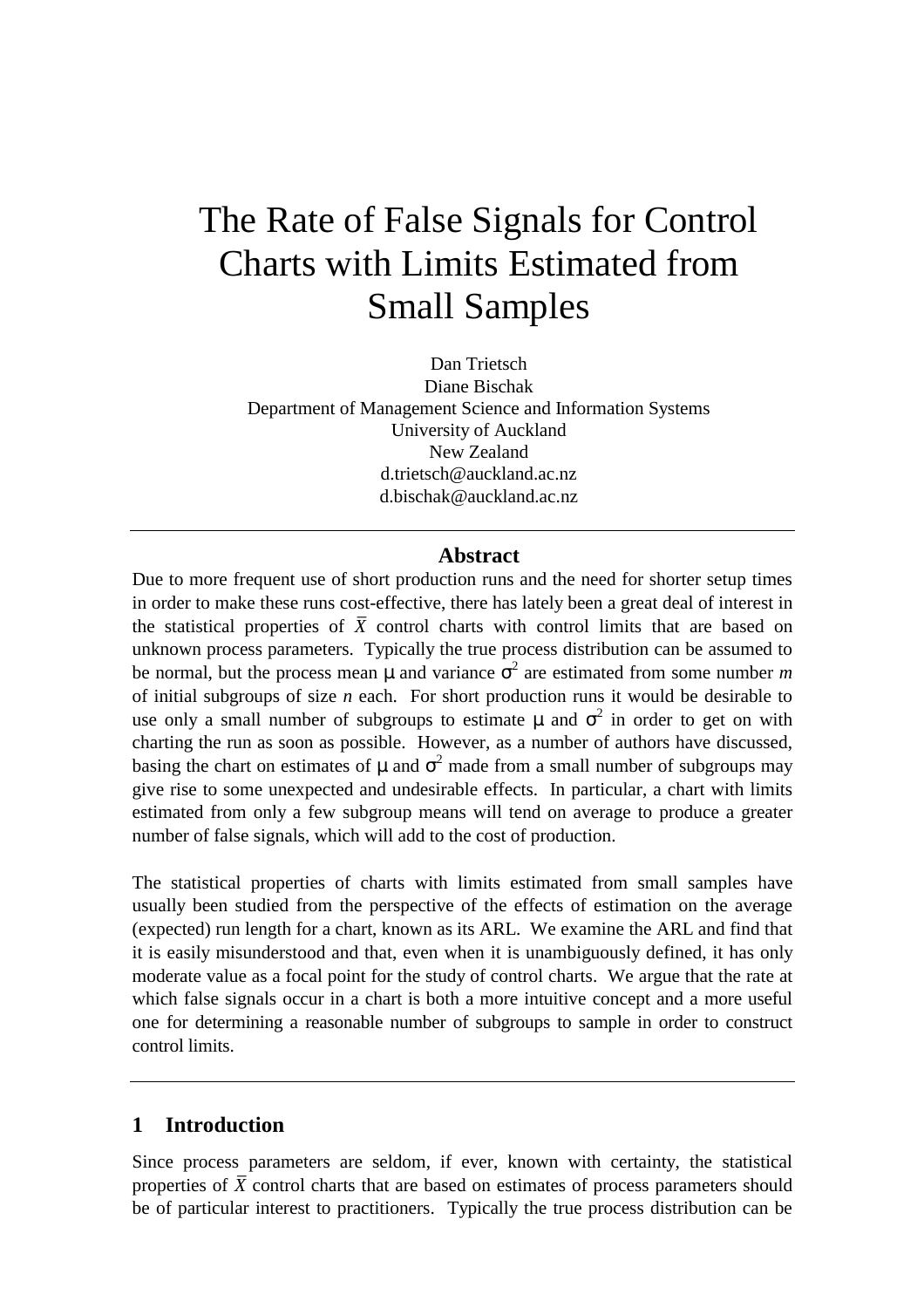# The Rate of False Signals for Control Charts with Limits Estimated from Small Samples

Dan Trietsch
Diane Bischak
Department of Management Science and Information Systems
University of Auckland
New Zealand
d.trietsch@auckland.ac.nz
d.bischak@auckland.ac.nz

---

## Abstract

Due to more frequent use of short production runs and the need for shorter setup times in order to make these runs cost-effective, there has lately been a great deal of interest in the statistical properties of $\bar{X}$ control charts with control limits that are based on unknown process parameters. Typically the true process distribution can be assumed to be normal, but the process mean $\mu$ and variance $\sigma^2$ are estimated from some number $m$ of initial subgroups of size $n$ each. For short production runs it would be desirable to use only a small number of subgroups to estimate $\mu$ and $\sigma^2$ in order to get on with charting the run as soon as possible. However, as a number of authors have discussed, basing the chart on estimates of $\mu$ and $\sigma^2$ made from a small number of subgroups may give rise to some unexpected and undesirable effects. In particular, a chart with limits estimated from only a few subgroup means will tend on average to produce a greater number of false signals, which will add to the cost of production.

The statistical properties of charts with limits estimated from small samples have usually been studied from the perspective of the effects of estimation on the average (expected) run length for a chart, known as its ARL. We examine the ARL and find that it is easily misunderstood and that, even when it is unambiguously defined, it has only moderate value as a focal point for the study of control charts. We argue that the rate at which false signals occur in a chart is both a more intuitive concept and a more useful one for determining a reasonable number of subgroups to sample in order to construct control limits.

---

## 1 Introduction

Since process parameters are seldom, if ever, known with certainty, the statistical properties of $\bar{X}$ control charts that are based on estimates of process parameters should be of particular interest to practitioners. Typically the true process distribution can be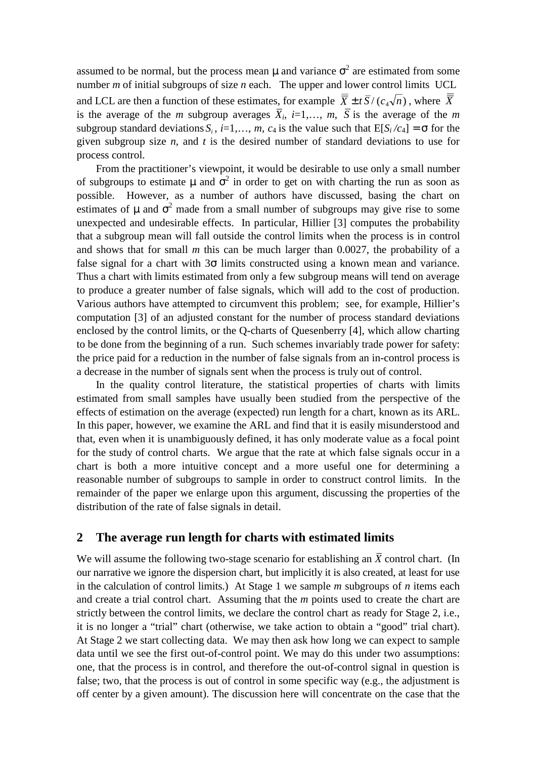assumed to be normal, but the process mean $\mu$ and variance $\sigma^2$ are estimated from some number $m$ of initial subgroups of size $n$ each. The upper and lower control limits UCL and LCL are then a function of these estimates, for example $\overline{\overline{X}} \pm t\,\bar{S}/(c_4\sqrt{n})$, where $\overline{\overline{X}}$ is the average of the $m$ subgroup averages $\bar{X}_i$, $i$=1,…, $m$, $\bar{S}$ is the average of the $m$ subgroup standard deviations $S_i$, $i$=1,…, $m$, $c_4$ is the value such that E[$S_i / c_4$] $= \sigma$ for the given subgroup size $n$, and $t$ is the desired number of standard deviations to use for process control.

From the practitioner's viewpoint, it would be desirable to use only a small number of subgroups to estimate $\mu$ and $\sigma^2$ in order to get on with charting the run as soon as possible. However, as a number of authors have discussed, basing the chart on estimates of $\mu$ and $\sigma^2$ made from a small number of subgroups may give rise to some unexpected and undesirable effects. In particular, Hillier [3] computes the probability that a subgroup mean will fall outside the control limits when the process is in control and shows that for small $m$ this can be much larger than 0.0027, the probability of a false signal for a chart with $3\sigma$ limits constructed using a known mean and variance. Thus a chart with limits estimated from only a few subgroup means will tend on average to produce a greater number of false signals, which will add to the cost of production. Various authors have attempted to circumvent this problem; see, for example, Hillier's computation [3] of an adjusted constant for the number of process standard deviations enclosed by the control limits, or the Q-charts of Quesenberry [4], which allow charting to be done from the beginning of a run. Such schemes invariably trade power for safety: the price paid for a reduction in the number of false signals from an in-control process is a decrease in the number of signals sent when the process is truly out of control.

In the quality control literature, the statistical properties of charts with limits estimated from small samples have usually been studied from the perspective of the effects of estimation on the average (expected) run length for a chart, known as its ARL. In this paper, however, we examine the ARL and find that it is easily misunderstood and that, even when it is unambiguously defined, it has only moderate value as a focal point for the study of control charts. We argue that the rate at which false signals occur in a chart is both a more intuitive concept and a more useful one for determining a reasonable number of subgroups to sample in order to construct control limits. In the remainder of the paper we enlarge upon this argument, discussing the properties of the distribution of the rate of false signals in detail.

## 2 The average run length for charts with estimated limits

We will assume the following two-stage scenario for establishing an $\bar{X}$ control chart. (In our narrative we ignore the dispersion chart, but implicitly it is also created, at least for use in the calculation of control limits.) At Stage 1 we sample $m$ subgroups of $n$ items each and create a trial control chart. Assuming that the $m$ points used to create the chart are strictly between the control limits, we declare the control chart as ready for Stage 2, i.e., it is no longer a "trial" chart (otherwise, we take action to obtain a "good" trial chart). At Stage 2 we start collecting data. We may then ask how long we can expect to sample data until we see the first out-of-control point. We may do this under two assumptions: one, that the process is in control, and therefore the out-of-control signal in question is false; two, that the process is out of control in some specific way (e.g., the adjustment is off center by a given amount). The discussion here will concentrate on the case that the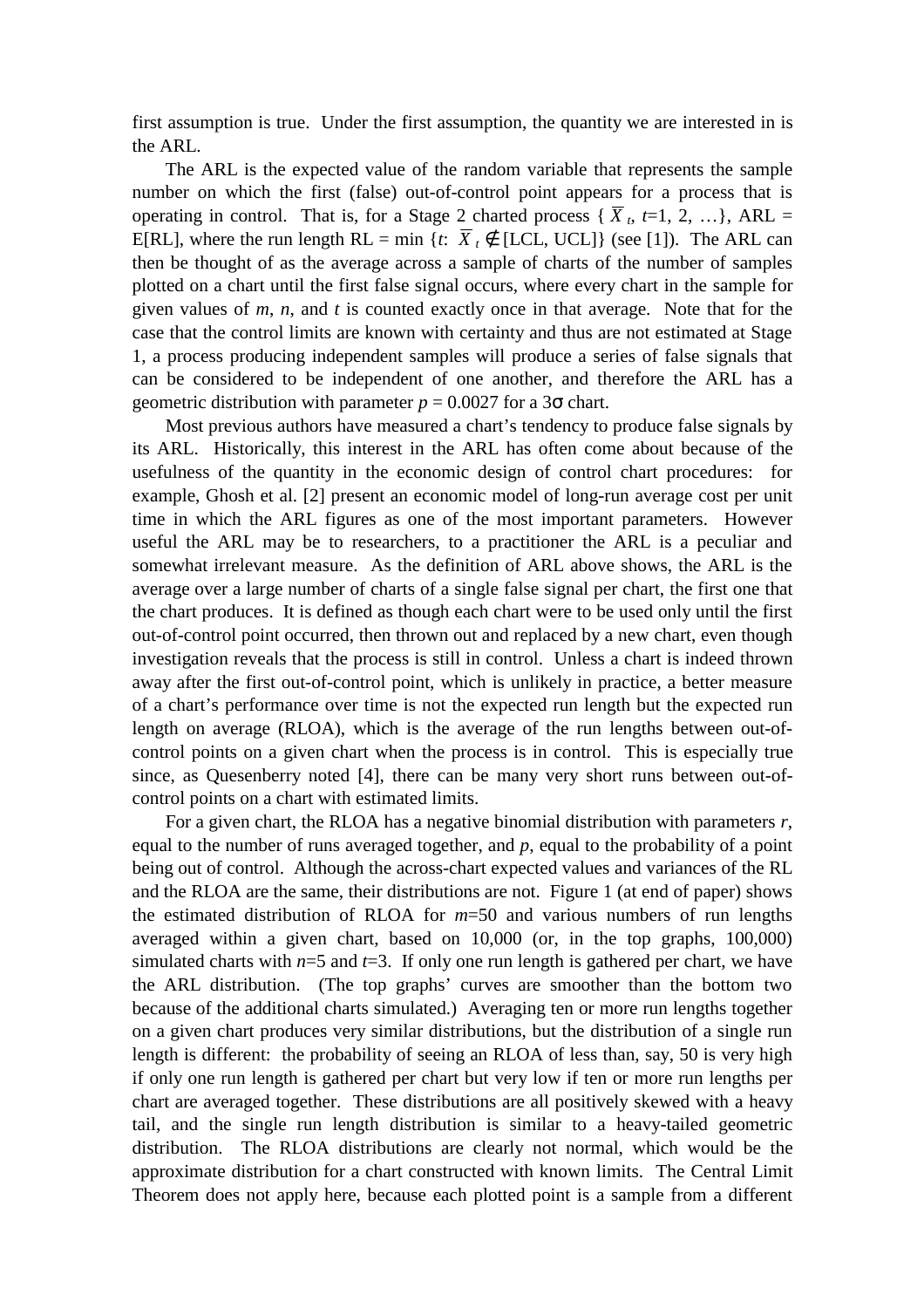first assumption is true. Under the first assumption, the quantity we are interested in is the ARL.

The ARL is the expected value of the random variable that represents the sample number on which the first (false) out-of-control point appears for a process that is operating in control. That is, for a Stage 2 charted process $\{\overline{X}_t, t=1, 2, \ldots\}$, ARL = E[RL], where the run length RL = min $\{t\colon \overline{X}_t \notin [\text{LCL}, \text{UCL}]\}$ (see [1]). The ARL can then be thought of as the average across a sample of charts of the number of samples plotted on a chart until the first false signal occurs, where every chart in the sample for given values of $m$, $n$, and $t$ is counted exactly once in that average. Note that for the case that the control limits are known with certainty and thus are not estimated at Stage 1, a process producing independent samples will produce a series of false signals that can be considered to be independent of one another, and therefore the ARL has a geometric distribution with parameter $p = 0.0027$ for a $3\sigma$ chart.

Most previous authors have measured a chart's tendency to produce false signals by its ARL. Historically, this interest in the ARL has often come about because of the usefulness of the quantity in the economic design of control chart procedures: for example, Ghosh et al. [2] present an economic model of long-run average cost per unit time in which the ARL figures as one of the most important parameters. However useful the ARL may be to researchers, to a practitioner the ARL is a peculiar and somewhat irrelevant measure. As the definition of ARL above shows, the ARL is the average over a large number of charts of a single false signal per chart, the first one that the chart produces. It is defined as though each chart were to be used only until the first out-of-control point occurred, then thrown out and replaced by a new chart, even though investigation reveals that the process is still in control. Unless a chart is indeed thrown away after the first out-of-control point, which is unlikely in practice, a better measure of a chart's performance over time is not the expected run length but the expected run length on average (RLOA), which is the average of the run lengths between out-of-control points on a given chart when the process is in control. This is especially true since, as Quesenberry noted [4], there can be many very short runs between out-of-control points on a chart with estimated limits.

For a given chart, the RLOA has a negative binomial distribution with parameters $r$, equal to the number of runs averaged together, and $p$, equal to the probability of a point being out of control. Although the across-chart expected values and variances of the RL and the RLOA are the same, their distributions are not. Figure 1 (at end of paper) shows the estimated distribution of RLOA for $m$=50 and various numbers of run lengths averaged within a given chart, based on 10,000 (or, in the top graphs, 100,000) simulated charts with $n$=5 and $t$=3. If only one run length is gathered per chart, we have the ARL distribution. (The top graphs' curves are smoother than the bottom two because of the additional charts simulated.) Averaging ten or more run lengths together on a given chart produces very similar distributions, but the distribution of a single run length is different: the probability of seeing an RLOA of less than, say, 50 is very high if only one run length is gathered per chart but very low if ten or more run lengths per chart are averaged together. These distributions are all positively skewed with a heavy tail, and the single run length distribution is similar to a heavy-tailed geometric distribution. The RLOA distributions are clearly not normal, which would be the approximate distribution for a chart constructed with known limits. The Central Limit Theorem does not apply here, because each plotted point is a sample from a different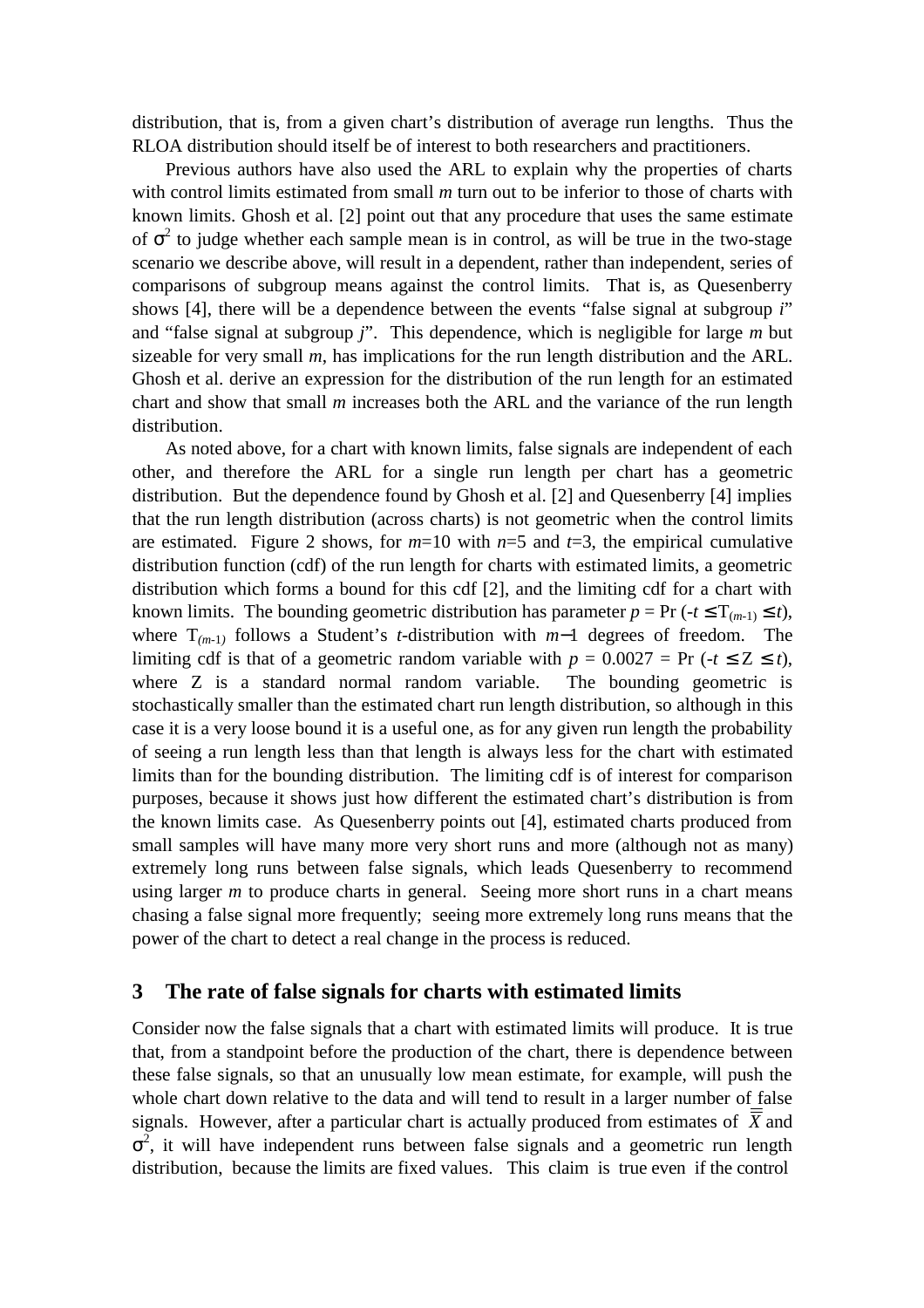distribution, that is, from a given chart's distribution of average run lengths. Thus the RLOA distribution should itself be of interest to both researchers and practitioners.

Previous authors have also used the ARL to explain why the properties of charts with control limits estimated from small $m$ turn out to be inferior to those of charts with known limits. Ghosh et al. [2] point out that any procedure that uses the same estimate of $\sigma^2$ to judge whether each sample mean is in control, as will be true in the two-stage scenario we describe above, will result in a dependent, rather than independent, series of comparisons of subgroup means against the control limits. That is, as Quesenberry shows [4], there will be a dependence between the events "false signal at subgroup $i$" and "false signal at subgroup $j$". This dependence, which is negligible for large $m$ but sizeable for very small $m$, has implications for the run length distribution and the ARL. Ghosh et al. derive an expression for the distribution of the run length for an estimated chart and show that small $m$ increases both the ARL and the variance of the run length distribution.

As noted above, for a chart with known limits, false signals are independent of each other, and therefore the ARL for a single run length per chart has a geometric distribution. But the dependence found by Ghosh et al. [2] and Quesenberry [4] implies that the run length distribution (across charts) is not geometric when the control limits are estimated. Figure 2 shows, for $m$=10 with $n$=5 and $t$=3, the empirical cumulative distribution function (cdf) of the run length for charts with estimated limits, a geometric distribution which forms a bound for this cdf [2], and the limiting cdf for a chart with known limits. The bounding geometric distribution has parameter $p = \Pr(-t \le T_{(m-1)} \le t)$, where $T_{(m-1)}$ follows a Student's $t$-distribution with $m-1$ degrees of freedom. The limiting cdf is that of a geometric random variable with $p = 0.0027 = \Pr(-t \le Z \le t)$, where Z is a standard normal random variable. The bounding geometric is stochastically smaller than the estimated chart run length distribution, so although in this case it is a very loose bound it is a useful one, as for any given run length the probability of seeing a run length less than that length is always less for the chart with estimated limits than for the bounding distribution. The limiting cdf is of interest for comparison purposes, because it shows just how different the estimated chart's distribution is from the known limits case. As Quesenberry points out [4], estimated charts produced from small samples will have many more very short runs and more (although not as many) extremely long runs between false signals, which leads Quesenberry to recommend using larger $m$ to produce charts in general. Seeing more short runs in a chart means chasing a false signal more frequently; seeing more extremely long runs means that the power of the chart to detect a real change in the process is reduced.

## 3 The rate of false signals for charts with estimated limits

Consider now the false signals that a chart with estimated limits will produce. It is true that, from a standpoint before the production of the chart, there is dependence between these false signals, so that an unusually low mean estimate, for example, will push the whole chart down relative to the data and will tend to result in a larger number of false signals. However, after a particular chart is actually produced from estimates of $\overline{\overline{X}}$ and $\sigma^2$, it will have independent runs between false signals and a geometric run length distribution, because the limits are fixed values. This claim is true even if the control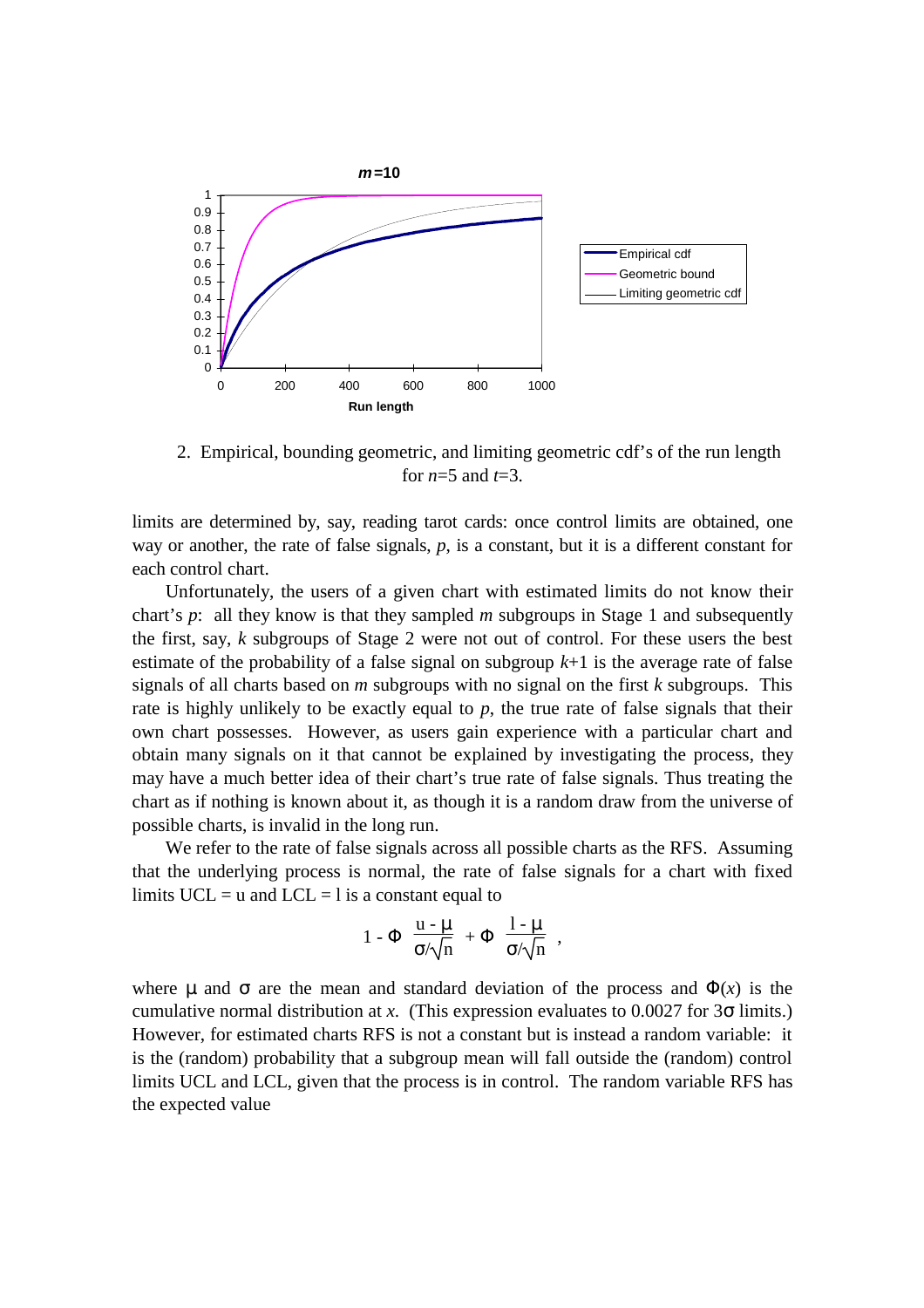2. Empirical, bounding geometric, and limiting geometric cdf's of the run length for $n$=5 and $t$=3.

limits are determined by, say, reading tarot cards: once control limits are obtained, one way or another, the rate of false signals, $p$, is a constant, but it is a different constant for each control chart.

Unfortunately, the users of a given chart with estimated limits do not know their chart's $p$: all they know is that they sampled $m$ subgroups in Stage 1 and subsequently the first, say, $k$ subgroups of Stage 2 were not out of control. For these users the best estimate of the probability of a false signal on subgroup $k$+1 is the average rate of false signals of all charts based on $m$ subgroups with no signal on the first $k$ subgroups. This rate is highly unlikely to be exactly equal to $p$, the true rate of false signals that their own chart possesses. However, as users gain experience with a particular chart and obtain many signals on it that cannot be explained by investigating the process, they may have a much better idea of their chart's true rate of false signals. Thus treating the chart as if nothing is known about it, as though it is a random draw from the universe of possible charts, is invalid in the long run.

We refer to the rate of false signals across all possible charts as the RFS. Assuming that the underlying process is normal, the rate of false signals for a chart with fixed limits UCL = u and LCL = l is a constant equal to

$$1 - \Phi\left(\frac{u - \mu}{\sigma/\sqrt{n}}\right) + \Phi\left(\frac{l - \mu}{\sigma/\sqrt{n}}\right),$$

where $\mu$ and $\sigma$ are the mean and standard deviation of the process and $\Phi(x)$ is the cumulative normal distribution at $x$. (This expression evaluates to 0.0027 for $3\sigma$ limits.) However, for estimated charts RFS is not a constant but is instead a random variable: it is the (random) probability that a subgroup mean will fall outside the (random) control limits UCL and LCL, given that the process is in control. The random variable RFS has the expected value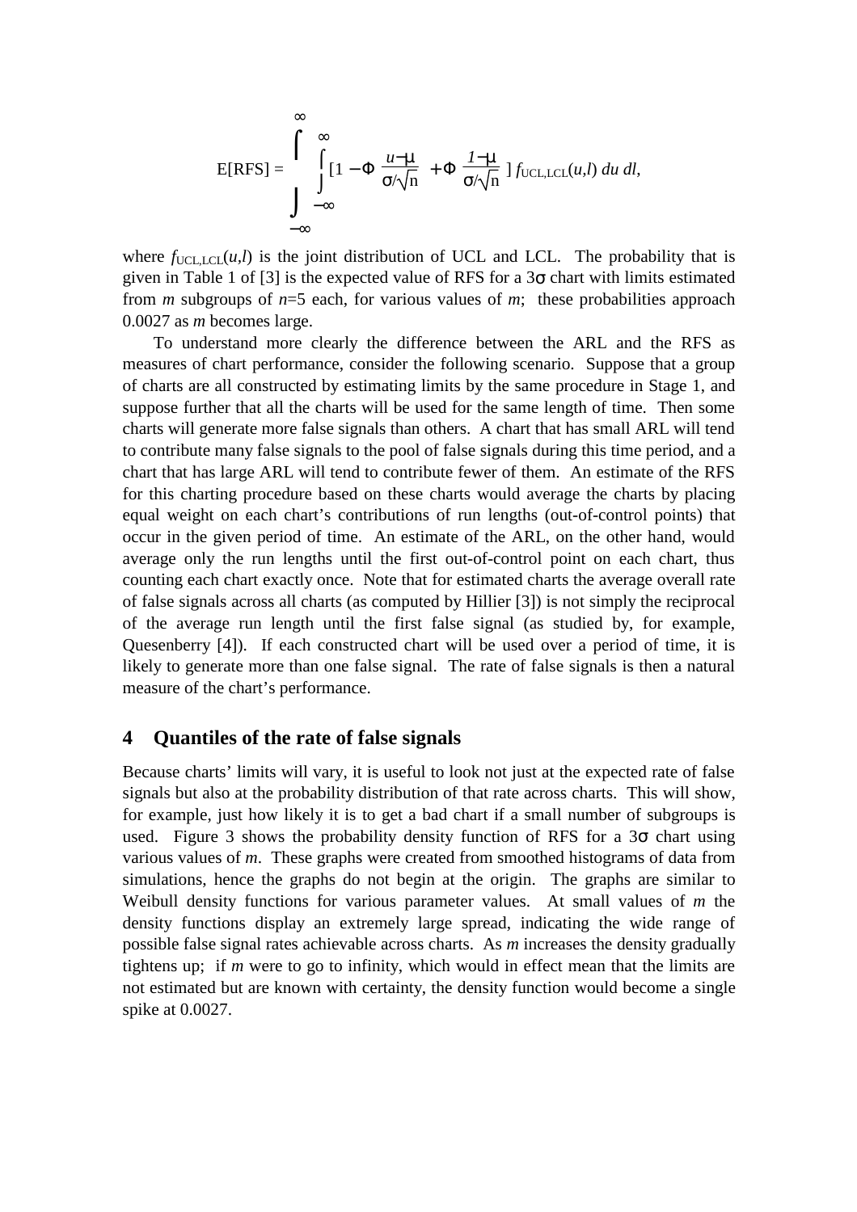$$\mathrm{E[RFS]} = \int_{-\infty}^{\infty}\int_{-\infty}^{\infty} \left[1 - \Phi\left(\frac{u-\mu}{\sigma/\sqrt{n}}\right) + \Phi\left(\frac{l-\mu}{\sigma/\sqrt{n}}\right)\right] f_{\mathrm{UCL,LCL}}(u,l)\, du\, dl,$$

where $f_{\mathrm{UCL,LCL}}(u,l)$ is the joint distribution of UCL and LCL. The probability that is given in Table 1 of [3] is the expected value of RFS for a $3\sigma$ chart with limits estimated from *m* subgroups of $n$=5 each, for various values of *m*; these probabilities approach 0.0027 as *m* becomes large.

To understand more clearly the difference between the ARL and the RFS as measures of chart performance, consider the following scenario. Suppose that a group of charts are all constructed by estimating limits by the same procedure in Stage 1, and suppose further that all the charts will be used for the same length of time. Then some charts will generate more false signals than others. A chart that has small ARL will tend to contribute many false signals to the pool of false signals during this time period, and a chart that has large ARL will tend to contribute fewer of them. An estimate of the RFS for this charting procedure based on these charts would average the charts by placing equal weight on each chart's contributions of run lengths (out-of-control points) that occur in the given period of time. An estimate of the ARL, on the other hand, would average only the run lengths until the first out-of-control point on each chart, thus counting each chart exactly once. Note that for estimated charts the average overall rate of false signals across all charts (as computed by Hillier [3]) is not simply the reciprocal of the average run length until the first false signal (as studied by, for example, Quesenberry [4]). If each constructed chart will be used over a period of time, it is likely to generate more than one false signal. The rate of false signals is then a natural measure of the chart's performance.

## 4 Quantiles of the rate of false signals

Because charts' limits will vary, it is useful to look not just at the expected rate of false signals but also at the probability distribution of that rate across charts. This will show, for example, just how likely it is to get a bad chart if a small number of subgroups is used. Figure 3 shows the probability density function of RFS for a $3\sigma$ chart using various values of *m*. These graphs were created from smoothed histograms of data from simulations, hence the graphs do not begin at the origin. The graphs are similar to Weibull density functions for various parameter values. At small values of *m* the density functions display an extremely large spread, indicating the wide range of possible false signal rates achievable across charts. As *m* increases the density gradually tightens up; if *m* were to go to infinity, which would in effect mean that the limits are not estimated but are known with certainty, the density function would become a single spike at 0.0027.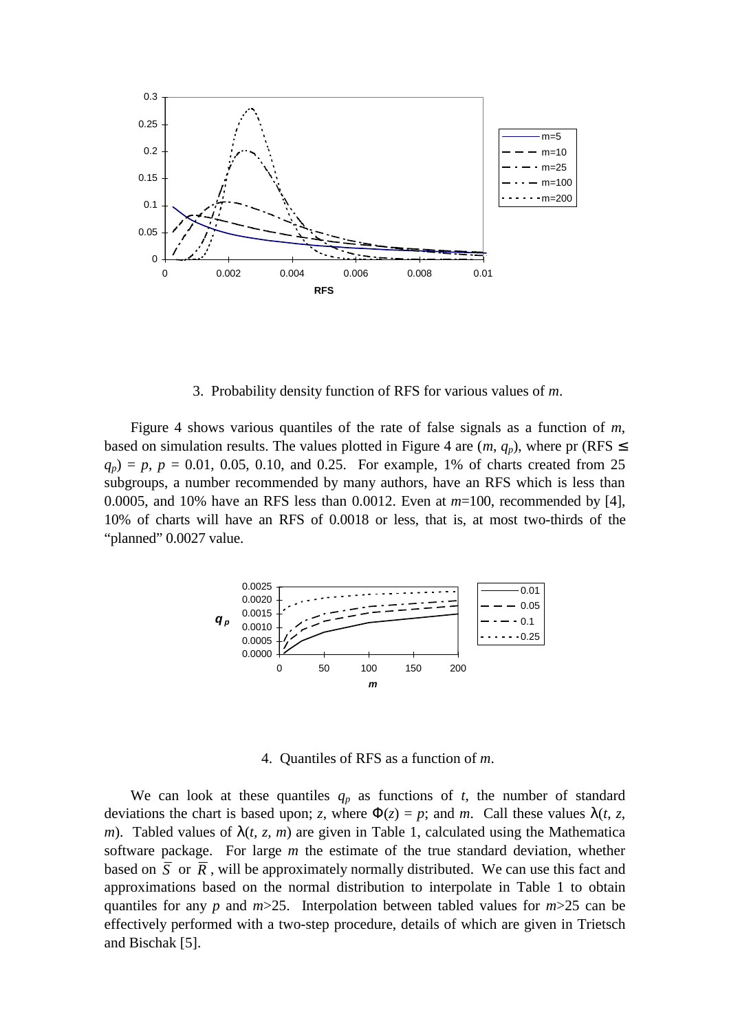3. Probability density function of RFS for various values of *m*.

Figure 4 shows various quantiles of the rate of false signals as a function of *m*, based on simulation results. The values plotted in Figure 4 are ($m$, $q_p$), where pr (RFS $\leq$ $q_p$) = $p$, $p$ = 0.01, 0.05, 0.10, and 0.25. For example, 1% of charts created from 25 subgroups, a number recommended by many authors, have an RFS which is less than 0.0005, and 10% have an RFS less than 0.0012. Even at $m$=100, recommended by [4], 10% of charts will have an RFS of 0.0018 or less, that is, at most two-thirds of the "planned" 0.0027 value.

4. Quantiles of RFS as a function of *m*.

We can look at these quantiles $q_p$ as functions of $t$, the number of standard deviations the chart is based upon; $z$, where $\Phi(z) = p$; and $m$. Call these values $\lambda(t, z, m)$. Tabled values of $\lambda(t, z, m)$ are given in Table 1, calculated using the Mathematica software package. For large $m$ the estimate of the true standard deviation, whether based on $\overline{S}$ or $\overline{R}$, will be approximately normally distributed. We can use this fact and approximations based on the normal distribution to interpolate in Table 1 to obtain quantiles for any $p$ and $m$>25. Interpolation between tabled values for $m$>25 can be effectively performed with a two-step procedure, details of which are given in Trietsch and Bischak [5].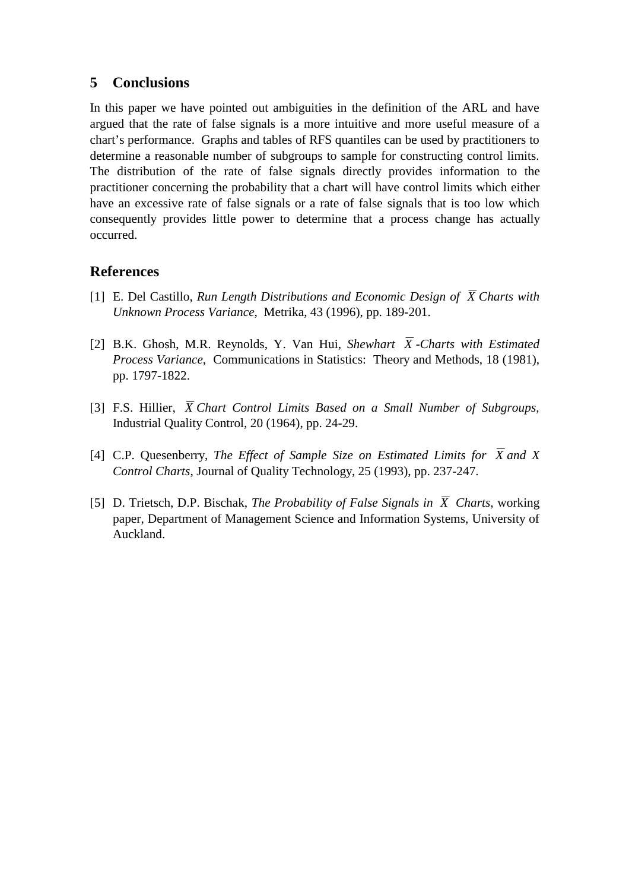## 5 Conclusions

In this paper we have pointed out ambiguities in the definition of the ARL and have argued that the rate of false signals is a more intuitive and more useful measure of a chart's performance. Graphs and tables of RFS quantiles can be used by practitioners to determine a reasonable number of subgroups to sample for constructing control limits. The distribution of the rate of false signals directly provides information to the practitioner concerning the probability that a chart will have control limits which either have an excessive rate of false signals or a rate of false signals that is too low which consequently provides little power to determine that a process change has actually occurred.

## References

[1] E. Del Castillo, *Run Length Distributions and Economic Design of $\overline{X}$ Charts with Unknown Process Variance*, Metrika, 43 (1996), pp. 189-201.

[2] B.K. Ghosh, M.R. Reynolds, Y. Van Hui, *Shewhart $\overline{X}$-Charts with Estimated Process Variance*, Communications in Statistics: Theory and Methods, 18 (1981), pp. 1797-1822.

[3] F.S. Hillier, *$\overline{X}$ Chart Control Limits Based on a Small Number of Subgroups*, Industrial Quality Control, 20 (1964), pp. 24-29.

[4] C.P. Quesenberry, *The Effect of Sample Size on Estimated Limits for $\overline{X}$ and $X$ Control Charts*, Journal of Quality Technology, 25 (1993), pp. 237-247.

[5] D. Trietsch, D.P. Bischak, *The Probability of False Signals in $\overline{X}$ Charts*, working paper, Department of Management Science and Information Systems, University of Auckland.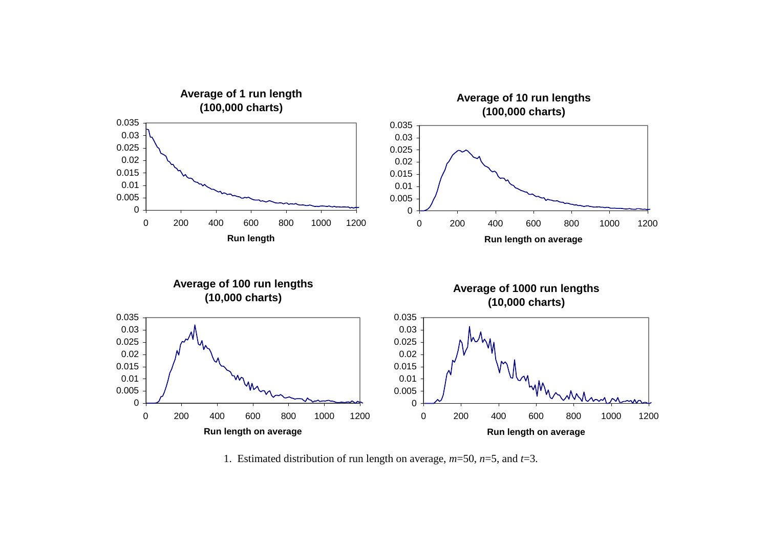1. Estimated distribution of run length on average, $m$=50, $n$=5, and $t$=3.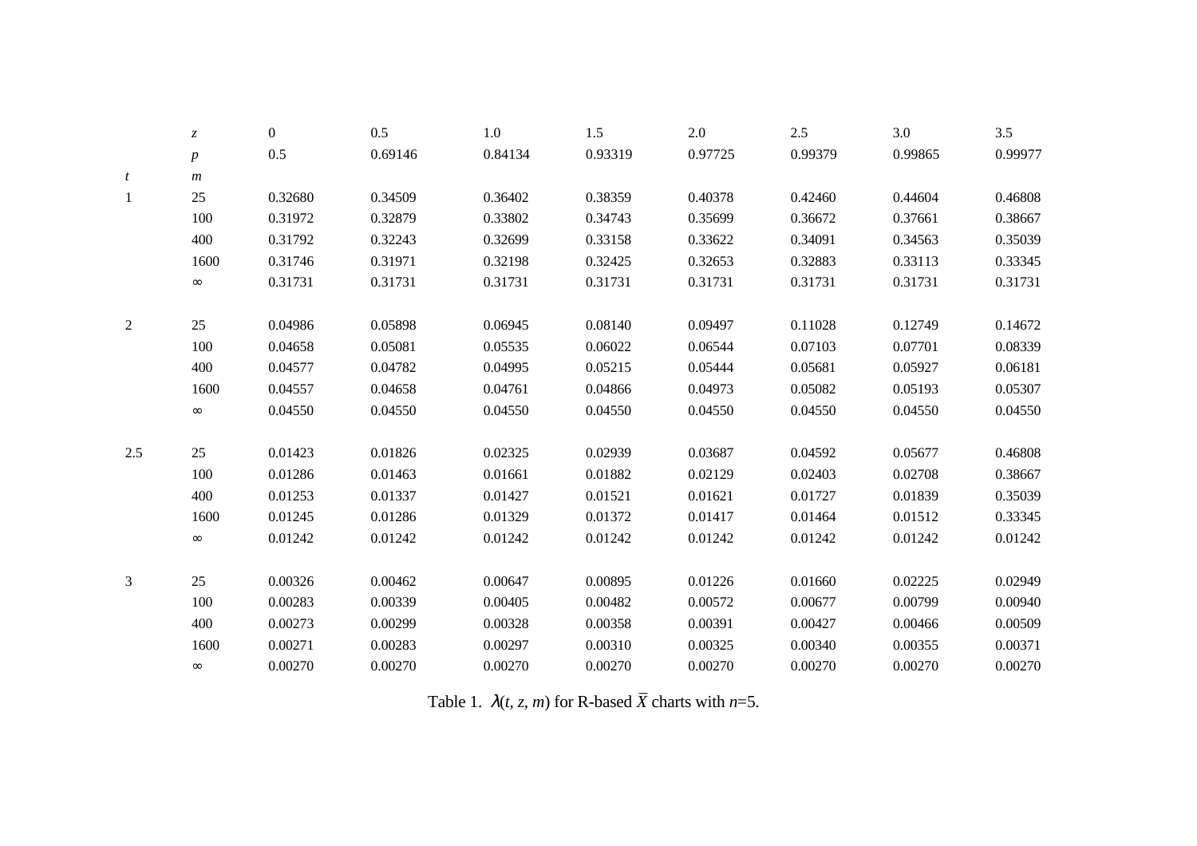| | *z* | 0 | 0.5 | 1.0 | 1.5 | 2.0 | 2.5 | 3.0 | 3.5 |
|---|---|---|---|---|---|---|---|---|---|
| | *p* | 0.5 | 0.69146 | 0.84134 | 0.93319 | 0.97725 | 0.99379 | 0.99865 | 0.99977 |
| *t* | *m* | | | | | | | | |
| 1 | 25 | 0.32680 | 0.34509 | 0.36402 | 0.38359 | 0.40378 | 0.42460 | 0.44604 | 0.46808 |
| | 100 | 0.31972 | 0.32879 | 0.33802 | 0.34743 | 0.35699 | 0.36672 | 0.37661 | 0.38667 |
| | 400 | 0.31792 | 0.32243 | 0.32699 | 0.33158 | 0.33622 | 0.34091 | 0.34563 | 0.35039 |
| | 1600 | 0.31746 | 0.31971 | 0.32198 | 0.32425 | 0.32653 | 0.32883 | 0.33113 | 0.33345 |
| | ∞ | 0.31731 | 0.31731 | 0.31731 | 0.31731 | 0.31731 | 0.31731 | 0.31731 | 0.31731 |
| 2 | 25 | 0.04986 | 0.05898 | 0.06945 | 0.08140 | 0.09497 | 0.11028 | 0.12749 | 0.14672 |
| | 100 | 0.04658 | 0.05081 | 0.05535 | 0.06022 | 0.06544 | 0.07103 | 0.07701 | 0.08339 |
| | 400 | 0.04577 | 0.04782 | 0.04995 | 0.05215 | 0.05444 | 0.05681 | 0.05927 | 0.06181 |
| | 1600 | 0.04557 | 0.04658 | 0.04761 | 0.04866 | 0.04973 | 0.05082 | 0.05193 | 0.05307 |
| | ∞ | 0.04550 | 0.04550 | 0.04550 | 0.04550 | 0.04550 | 0.04550 | 0.04550 | 0.04550 |
| 2.5 | 25 | 0.01423 | 0.01826 | 0.02325 | 0.02939 | 0.03687 | 0.04592 | 0.05677 | 0.46808 |
| | 100 | 0.01286 | 0.01463 | 0.01661 | 0.01882 | 0.02129 | 0.02403 | 0.02708 | 0.38667 |
| | 400 | 0.01253 | 0.01337 | 0.01427 | 0.01521 | 0.01621 | 0.01727 | 0.01839 | 0.35039 |
| | 1600 | 0.01245 | 0.01286 | 0.01329 | 0.01372 | 0.01417 | 0.01464 | 0.01512 | 0.33345 |
| | ∞ | 0.01242 | 0.01242 | 0.01242 | 0.01242 | 0.01242 | 0.01242 | 0.01242 | 0.01242 |
| 3 | 25 | 0.00326 | 0.00462 | 0.00647 | 0.00895 | 0.01226 | 0.01660 | 0.02225 | 0.02949 |
| | 100 | 0.00283 | 0.00339 | 0.00405 | 0.00482 | 0.00572 | 0.00677 | 0.00799 | 0.00940 |
| | 400 | 0.00273 | 0.00299 | 0.00328 | 0.00358 | 0.00391 | 0.00427 | 0.00466 | 0.00509 |
| | 1600 | 0.00271 | 0.00283 | 0.00297 | 0.00310 | 0.00325 | 0.00340 | 0.00355 | 0.00371 |
| | ∞ | 0.00270 | 0.00270 | 0.00270 | 0.00270 | 0.00270 | 0.00270 | 0.00270 | 0.00270 |

Table 1. $\lambda(t, z, m)$ for R-based $\bar{X}$ charts with $n$=5.